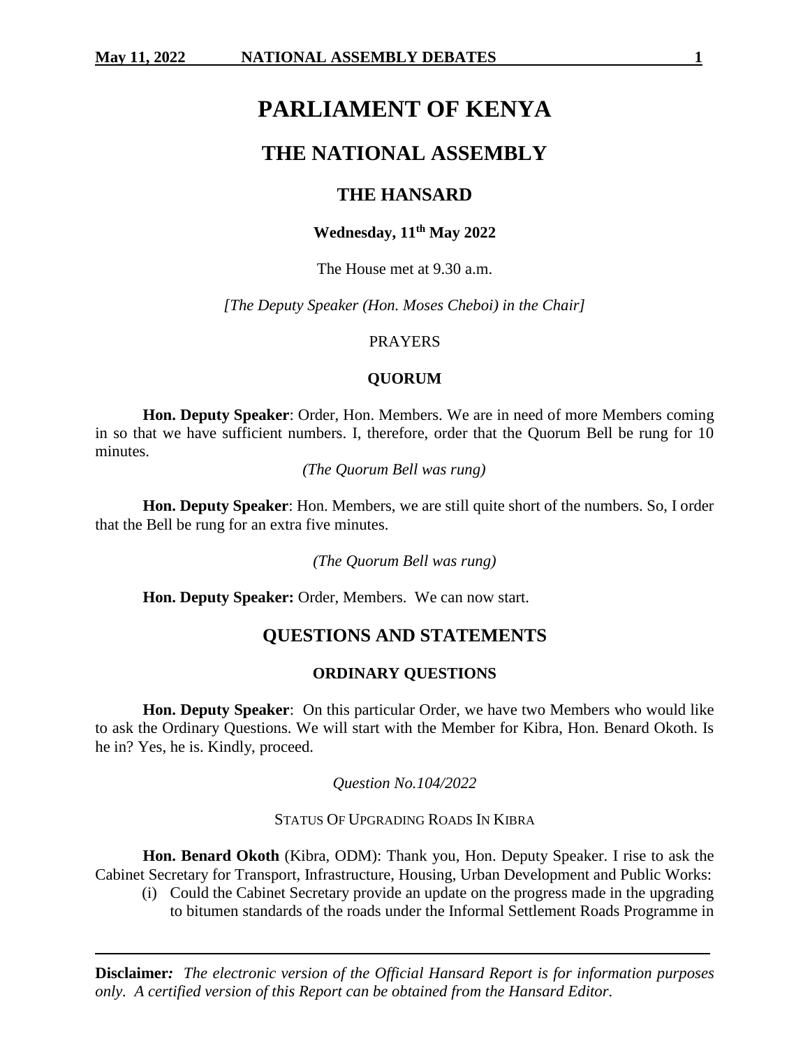# PARLIAMENT OF KENYA

## THE NATIONAL ASSEMBLY

### THE HANSARD

**Wednesday, 11th May 2022**

The House met at 9.30 a.m.

*[The Deputy Speaker (Hon. Moses Cheboi) in the Chair]*

PRAYERS

**QUORUM**

**Hon. Deputy Speaker**: Order, Hon. Members. We are in need of more Members coming in so that we have sufficient numbers. I, therefore, order that the Quorum Bell be rung for 10 minutes.

*(The Quorum Bell was rung)*

**Hon. Deputy Speaker**: Hon. Members, we are still quite short of the numbers. So, I order that the Bell be rung for an extra five minutes.

*(The Quorum Bell was rung)*

**Hon. Deputy Speaker:** Order, Members. We can now start.

## QUESTIONS AND STATEMENTS

**ORDINARY QUESTIONS**

**Hon. Deputy Speaker**: On this particular Order, we have two Members who would like to ask the Ordinary Questions. We will start with the Member for Kibra, Hon. Benard Okoth. Is he in? Yes, he is. Kindly, proceed.

*Question No.104/2022*

STATUS OF UPGRADING ROADS IN KIBRA

**Hon. Benard Okoth** (Kibra, ODM): Thank you, Hon. Deputy Speaker. I rise to ask the Cabinet Secretary for Transport, Infrastructure, Housing, Urban Development and Public Works:

(i) Could the Cabinet Secretary provide an update on the progress made in the upgrading to bitumen standards of the roads under the Informal Settlement Roads Programme in

**Disclaimer**: *The electronic version of the Official Hansard Report is for information purposes only. A certified version of this Report can be obtained from the Hansard Editor.*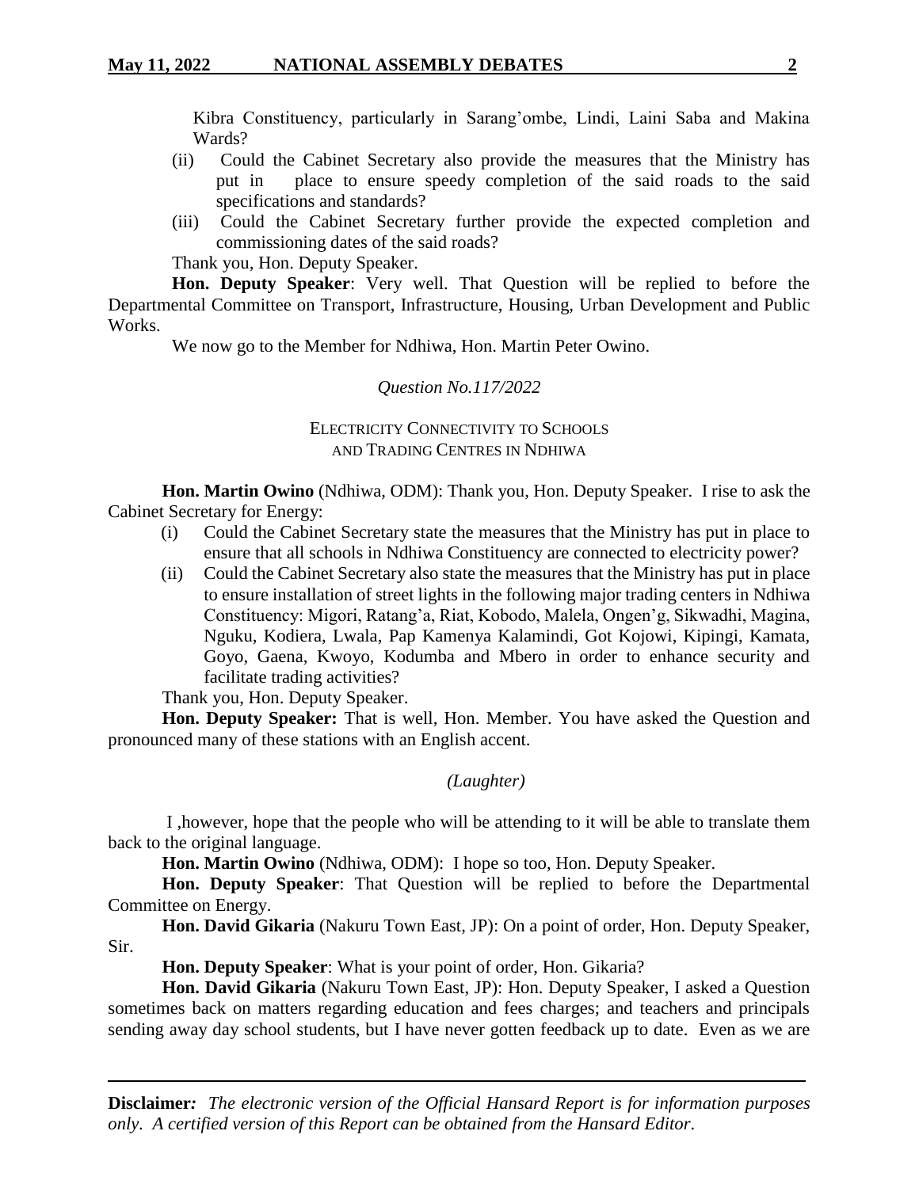Kibra Constituency, particularly in Sarang'ombe, Lindi, Laini Saba and Makina Wards?

(ii) Could the Cabinet Secretary also provide the measures that the Ministry has put in place to ensure speedy completion of the said roads to the said specifications and standards?

(iii) Could the Cabinet Secretary further provide the expected completion and commissioning dates of the said roads?

Thank you, Hon. Deputy Speaker.

**Hon. Deputy Speaker**: Very well. That Question will be replied to before the Departmental Committee on Transport, Infrastructure, Housing, Urban Development and Public Works.

We now go to the Member for Ndhiwa, Hon. Martin Peter Owino.

*Question No.117/2022*

ELECTRICITY CONNECTIVITY TO SCHOOLS AND TRADING CENTRES IN NDHIWA

**Hon. Martin Owino** (Ndhiwa, ODM): Thank you, Hon. Deputy Speaker. I rise to ask the Cabinet Secretary for Energy:

(i) Could the Cabinet Secretary state the measures that the Ministry has put in place to ensure that all schools in Ndhiwa Constituency are connected to electricity power?

(ii) Could the Cabinet Secretary also state the measures that the Ministry has put in place to ensure installation of street lights in the following major trading centers in Ndhiwa Constituency: Migori, Ratang'a, Riat, Kobodo, Malela, Ongen'g, Sikwadhi, Magina, Nguku, Kodiera, Lwala, Pap Kamenya Kalamindi, Got Kojowi, Kipingi, Kamata, Goyo, Gaena, Kwoyo, Kodumba and Mbero in order to enhance security and facilitate trading activities?

Thank you, Hon. Deputy Speaker.

**Hon. Deputy Speaker:** That is well, Hon. Member. You have asked the Question and pronounced many of these stations with an English accent.

*(Laughter)*

I ,however, hope that the people who will be attending to it will be able to translate them back to the original language.

**Hon. Martin Owino** (Ndhiwa, ODM): I hope so too, Hon. Deputy Speaker.

**Hon. Deputy Speaker**: That Question will be replied to before the Departmental Committee on Energy.

**Hon. David Gikaria** (Nakuru Town East, JP): On a point of order, Hon. Deputy Speaker, Sir.

**Hon. Deputy Speaker**: What is your point of order, Hon. Gikaria?

**Hon. David Gikaria** (Nakuru Town East, JP): Hon. Deputy Speaker, I asked a Question sometimes back on matters regarding education and fees charges; and teachers and principals sending away day school students, but I have never gotten feedback up to date. Even as we are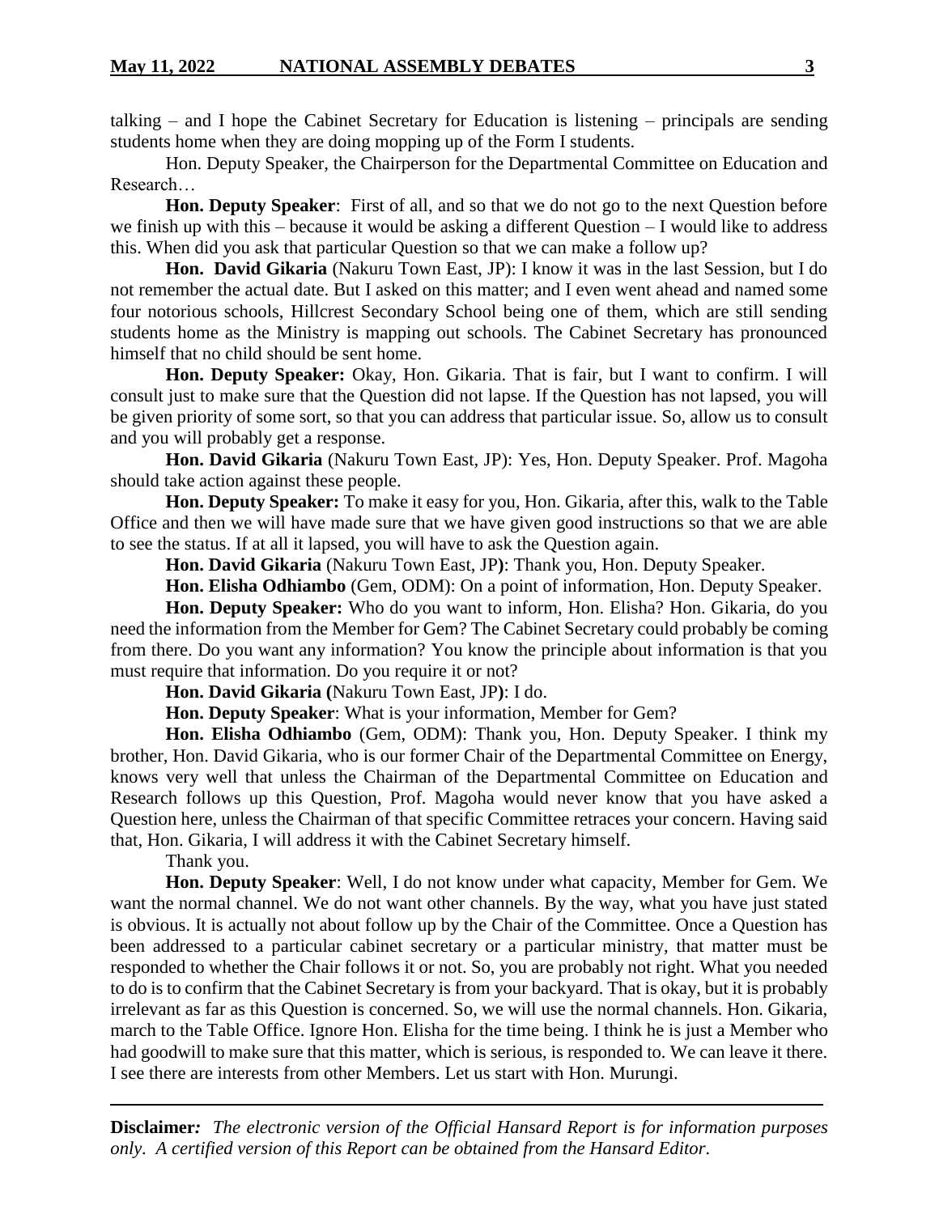talking – and I hope the Cabinet Secretary for Education is listening – principals are sending students home when they are doing mopping up of the Form I students.

Hon. Deputy Speaker, the Chairperson for the Departmental Committee on Education and Research…

**Hon. Deputy Speaker**: First of all, and so that we do not go to the next Question before we finish up with this – because it would be asking a different Question – I would like to address this. When did you ask that particular Question so that we can make a follow up?

**Hon. David Gikaria** (Nakuru Town East, JP): I know it was in the last Session, but I do not remember the actual date. But I asked on this matter; and I even went ahead and named some four notorious schools, Hillcrest Secondary School being one of them, which are still sending students home as the Ministry is mapping out schools. The Cabinet Secretary has pronounced himself that no child should be sent home.

**Hon. Deputy Speaker:** Okay, Hon. Gikaria. That is fair, but I want to confirm. I will consult just to make sure that the Question did not lapse. If the Question has not lapsed, you will be given priority of some sort, so that you can address that particular issue. So, allow us to consult and you will probably get a response.

**Hon. David Gikaria** (Nakuru Town East, JP): Yes, Hon. Deputy Speaker. Prof. Magoha should take action against these people.

**Hon. Deputy Speaker:** To make it easy for you, Hon. Gikaria, after this, walk to the Table Office and then we will have made sure that we have given good instructions so that we are able to see the status. If at all it lapsed, you will have to ask the Question again.

**Hon. David Gikaria** (Nakuru Town East, JP**)**: Thank you, Hon. Deputy Speaker.

**Hon. Elisha Odhiambo** (Gem, ODM): On a point of information, Hon. Deputy Speaker.

**Hon. Deputy Speaker:** Who do you want to inform, Hon. Elisha? Hon. Gikaria, do you need the information from the Member for Gem? The Cabinet Secretary could probably be coming from there. Do you want any information? You know the principle about information is that you must require that information. Do you require it or not?

**Hon. David Gikaria (**Nakuru Town East, JP**)**: I do.

**Hon. Deputy Speaker**: What is your information, Member for Gem?

**Hon. Elisha Odhiambo** (Gem, ODM): Thank you, Hon. Deputy Speaker. I think my brother, Hon. David Gikaria, who is our former Chair of the Departmental Committee on Energy, knows very well that unless the Chairman of the Departmental Committee on Education and Research follows up this Question, Prof. Magoha would never know that you have asked a Question here, unless the Chairman of that specific Committee retraces your concern. Having said that, Hon. Gikaria, I will address it with the Cabinet Secretary himself.

Thank you.

**Hon. Deputy Speaker**: Well, I do not know under what capacity, Member for Gem. We want the normal channel. We do not want other channels. By the way, what you have just stated is obvious. It is actually not about follow up by the Chair of the Committee. Once a Question has been addressed to a particular cabinet secretary or a particular ministry, that matter must be responded to whether the Chair follows it or not. So, you are probably not right. What you needed to do is to confirm that the Cabinet Secretary is from your backyard. That is okay, but it is probably irrelevant as far as this Question is concerned. So, we will use the normal channels. Hon. Gikaria, march to the Table Office. Ignore Hon. Elisha for the time being. I think he is just a Member who had goodwill to make sure that this matter, which is serious, is responded to. We can leave it there. I see there are interests from other Members. Let us start with Hon. Murungi.

---

**Disclaimer***: The electronic version of the Official Hansard Report is for information purposes only. A certified version of this Report can be obtained from the Hansard Editor.*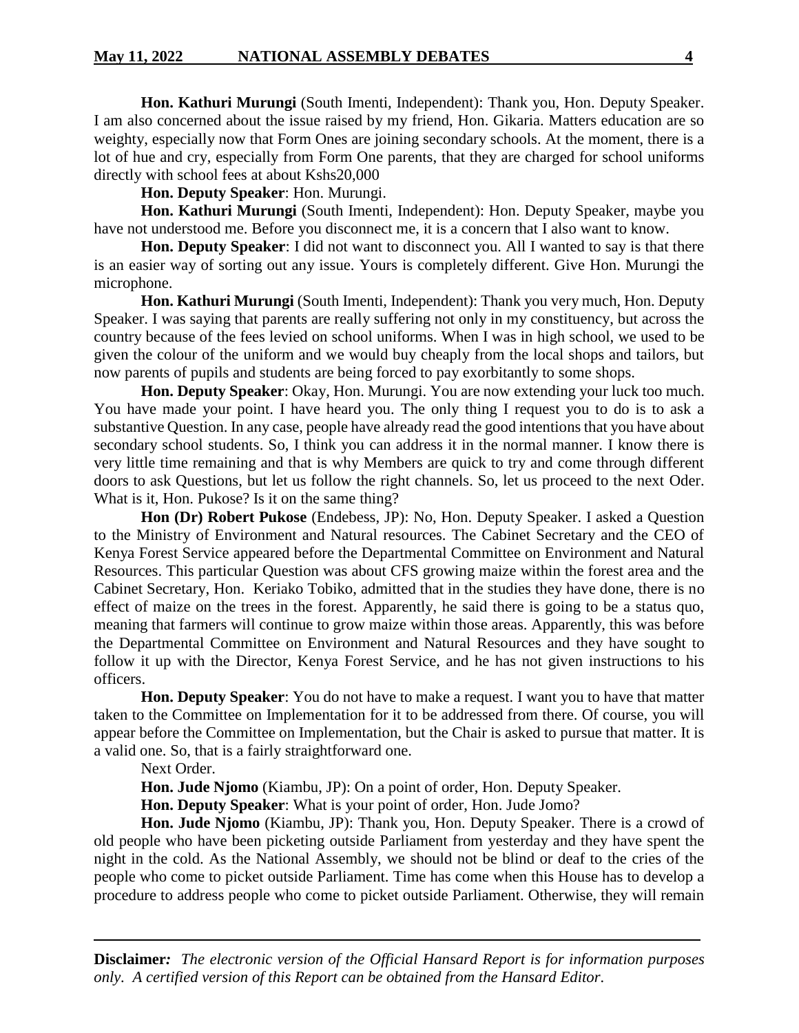**Hon. Kathuri Murungi** (South Imenti, Independent): Thank you, Hon. Deputy Speaker. I am also concerned about the issue raised by my friend, Hon. Gikaria. Matters education are so weighty, especially now that Form Ones are joining secondary schools. At the moment, there is a lot of hue and cry, especially from Form One parents, that they are charged for school uniforms directly with school fees at about Kshs20,000

**Hon. Deputy Speaker**: Hon. Murungi.

**Hon. Kathuri Murungi** (South Imenti, Independent): Hon. Deputy Speaker, maybe you have not understood me. Before you disconnect me, it is a concern that I also want to know.

**Hon. Deputy Speaker**: I did not want to disconnect you. All I wanted to say is that there is an easier way of sorting out any issue. Yours is completely different. Give Hon. Murungi the microphone.

**Hon. Kathuri Murungi** (South Imenti, Independent): Thank you very much, Hon. Deputy Speaker. I was saying that parents are really suffering not only in my constituency, but across the country because of the fees levied on school uniforms. When I was in high school, we used to be given the colour of the uniform and we would buy cheaply from the local shops and tailors, but now parents of pupils and students are being forced to pay exorbitantly to some shops.

**Hon. Deputy Speaker**: Okay, Hon. Murungi. You are now extending your luck too much. You have made your point. I have heard you. The only thing I request you to do is to ask a substantive Question. In any case, people have already read the good intentions that you have about secondary school students. So, I think you can address it in the normal manner. I know there is very little time remaining and that is why Members are quick to try and come through different doors to ask Questions, but let us follow the right channels. So, let us proceed to the next Oder. What is it, Hon. Pukose? Is it on the same thing?

**Hon (Dr) Robert Pukose** (Endebess, JP): No, Hon. Deputy Speaker. I asked a Question to the Ministry of Environment and Natural resources. The Cabinet Secretary and the CEO of Kenya Forest Service appeared before the Departmental Committee on Environment and Natural Resources. This particular Question was about CFS growing maize within the forest area and the Cabinet Secretary, Hon. Keriako Tobiko, admitted that in the studies they have done, there is no effect of maize on the trees in the forest. Apparently, he said there is going to be a status quo, meaning that farmers will continue to grow maize within those areas. Apparently, this was before the Departmental Committee on Environment and Natural Resources and they have sought to follow it up with the Director, Kenya Forest Service, and he has not given instructions to his officers.

**Hon. Deputy Speaker**: You do not have to make a request. I want you to have that matter taken to the Committee on Implementation for it to be addressed from there. Of course, you will appear before the Committee on Implementation, but the Chair is asked to pursue that matter. It is a valid one. So, that is a fairly straightforward one.

Next Order.

**Hon. Jude Njomo** (Kiambu, JP): On a point of order, Hon. Deputy Speaker.

**Hon. Deputy Speaker**: What is your point of order, Hon. Jude Jomo?

**Hon. Jude Njomo** (Kiambu, JP): Thank you, Hon. Deputy Speaker. There is a crowd of old people who have been picketing outside Parliament from yesterday and they have spent the night in the cold. As the National Assembly, we should not be blind or deaf to the cries of the people who come to picket outside Parliament. Time has come when this House has to develop a procedure to address people who come to picket outside Parliament. Otherwise, they will remain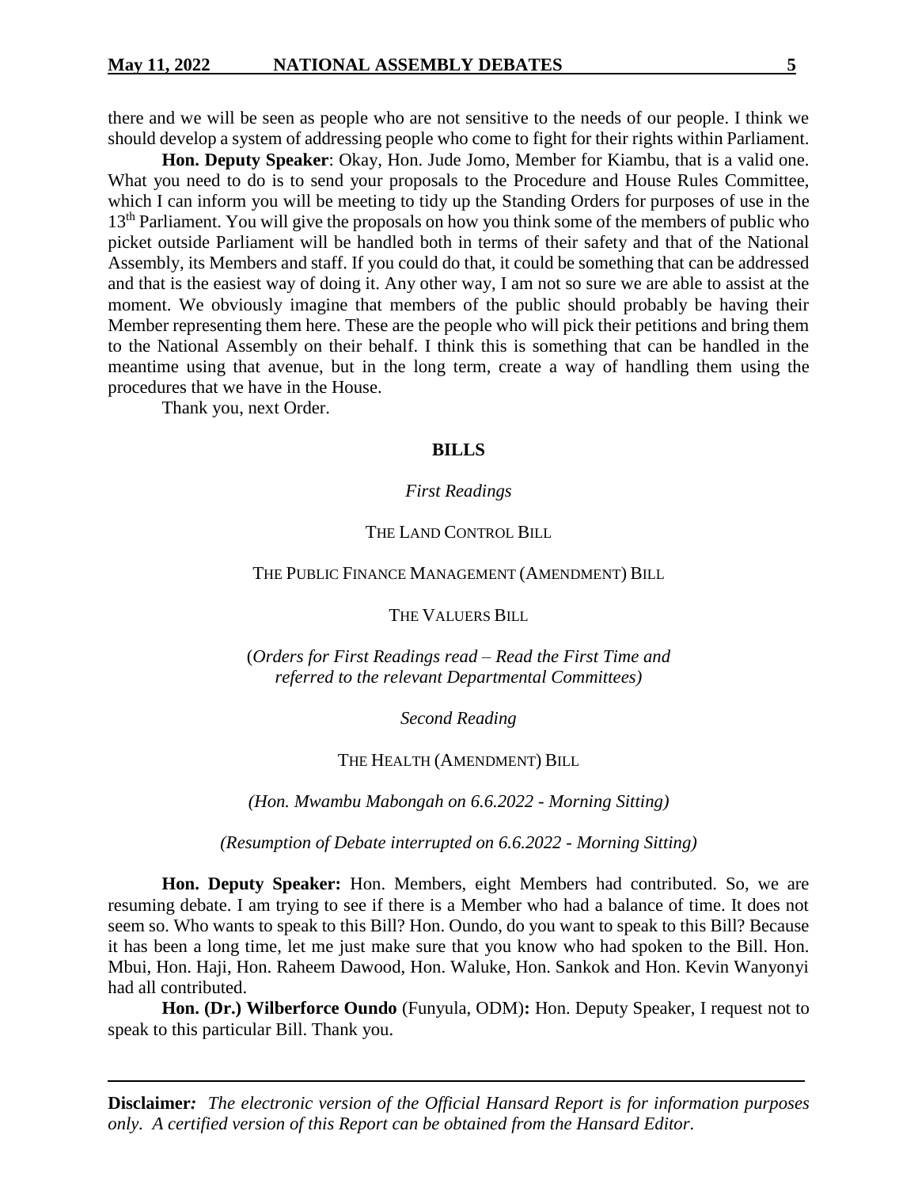there and we will be seen as people who are not sensitive to the needs of our people. I think we should develop a system of addressing people who come to fight for their rights within Parliament.

**Hon. Deputy Speaker**: Okay, Hon. Jude Jomo, Member for Kiambu, that is a valid one. What you need to do is to send your proposals to the Procedure and House Rules Committee, which I can inform you will be meeting to tidy up the Standing Orders for purposes of use in the 13th Parliament. You will give the proposals on how you think some of the members of public who picket outside Parliament will be handled both in terms of their safety and that of the National Assembly, its Members and staff. If you could do that, it could be something that can be addressed and that is the easiest way of doing it. Any other way, I am not so sure we are able to assist at the moment. We obviously imagine that members of the public should probably be having their Member representing them here. These are the people who will pick their petitions and bring them to the National Assembly on their behalf. I think this is something that can be handled in the meantime using that avenue, but in the long term, create a way of handling them using the procedures that we have in the House.

Thank you, next Order.

## BILLS

*First Readings*

THE LAND CONTROL BILL

THE PUBLIC FINANCE MANAGEMENT (AMENDMENT) BILL

THE VALUERS BILL

(*Orders for First Readings read – Read the First Time and referred to the relevant Departmental Committees)*

*Second Reading*

THE HEALTH (AMENDMENT) BILL

*(Hon. Mwambu Mabongah on 6.6.2022 - Morning Sitting)*

*(Resumption of Debate interrupted on 6.6.2022 - Morning Sitting)*

**Hon. Deputy Speaker:** Hon. Members, eight Members had contributed. So, we are resuming debate. I am trying to see if there is a Member who had a balance of time. It does not seem so. Who wants to speak to this Bill? Hon. Oundo, do you want to speak to this Bill? Because it has been a long time, let me just make sure that you know who had spoken to the Bill. Hon. Mbui, Hon. Haji, Hon. Raheem Dawood, Hon. Waluke, Hon. Sankok and Hon. Kevin Wanyonyi had all contributed.

**Hon. (Dr.) Wilberforce Oundo** (Funyula, ODM)**:** Hon. Deputy Speaker, I request not to speak to this particular Bill. Thank you.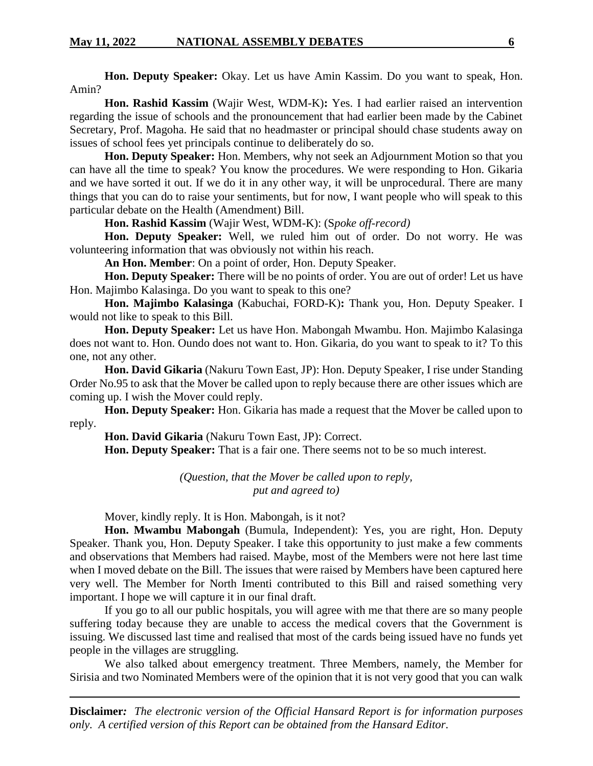**Hon. Deputy Speaker:** Okay. Let us have Amin Kassim. Do you want to speak, Hon. Amin?

**Hon. Rashid Kassim** (Wajir West, WDM-K)**:** Yes. I had earlier raised an intervention regarding the issue of schools and the pronouncement that had earlier been made by the Cabinet Secretary, Prof. Magoha. He said that no headmaster or principal should chase students away on issues of school fees yet principals continue to deliberately do so.

**Hon. Deputy Speaker:** Hon. Members, why not seek an Adjournment Motion so that you can have all the time to speak? You know the procedures. We were responding to Hon. Gikaria and we have sorted it out. If we do it in any other way, it will be unprocedural. There are many things that you can do to raise your sentiments, but for now, I want people who will speak to this particular debate on the Health (Amendment) Bill.

**Hon. Rashid Kassim** (Wajir West, WDM-K): (*Spoke off-record)*

**Hon. Deputy Speaker:** Well, we ruled him out of order. Do not worry. He was volunteering information that was obviously not within his reach.

**An Hon. Member**: On a point of order, Hon. Deputy Speaker.

**Hon. Deputy Speaker:** There will be no points of order. You are out of order! Let us have Hon. Majimbo Kalasinga. Do you want to speak to this one?

**Hon. Majimbo Kalasinga** (Kabuchai, FORD-K)**:** Thank you, Hon. Deputy Speaker. I would not like to speak to this Bill.

**Hon. Deputy Speaker:** Let us have Hon. Mabongah Mwambu. Hon. Majimbo Kalasinga does not want to. Hon. Oundo does not want to. Hon. Gikaria, do you want to speak to it? To this one, not any other.

**Hon. David Gikaria** (Nakuru Town East, JP): Hon. Deputy Speaker, I rise under Standing Order No.95 to ask that the Mover be called upon to reply because there are other issues which are coming up. I wish the Mover could reply.

**Hon. Deputy Speaker:** Hon. Gikaria has made a request that the Mover be called upon to reply.

**Hon. David Gikaria** (Nakuru Town East, JP): Correct.

**Hon. Deputy Speaker:** That is a fair one. There seems not to be so much interest.

*(Question, that the Mover be called upon to reply, put and agreed to)*

Mover, kindly reply. It is Hon. Mabongah, is it not?

**Hon. Mwambu Mabongah** (Bumula, Independent): Yes, you are right, Hon. Deputy Speaker. Thank you, Hon. Deputy Speaker. I take this opportunity to just make a few comments and observations that Members had raised. Maybe, most of the Members were not here last time when I moved debate on the Bill. The issues that were raised by Members have been captured here very well. The Member for North Imenti contributed to this Bill and raised something very important. I hope we will capture it in our final draft.

If you go to all our public hospitals, you will agree with me that there are so many people suffering today because they are unable to access the medical covers that the Government is issuing. We discussed last time and realised that most of the cards being issued have no funds yet people in the villages are struggling.

We also talked about emergency treatment. Three Members, namely, the Member for Sirisia and two Nominated Members were of the opinion that it is not very good that you can walk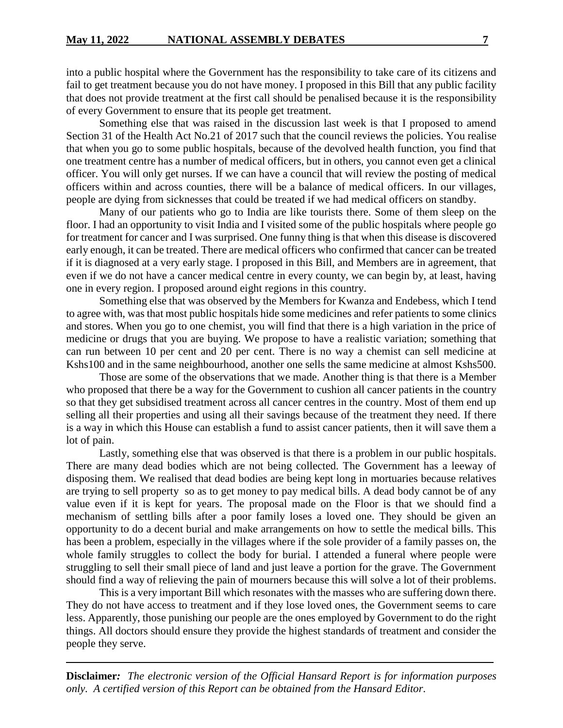into a public hospital where the Government has the responsibility to take care of its citizens and fail to get treatment because you do not have money. I proposed in this Bill that any public facility that does not provide treatment at the first call should be penalised because it is the responsibility of every Government to ensure that its people get treatment.

Something else that was raised in the discussion last week is that I proposed to amend Section 31 of the Health Act No.21 of 2017 such that the council reviews the policies. You realise that when you go to some public hospitals, because of the devolved health function, you find that one treatment centre has a number of medical officers, but in others, you cannot even get a clinical officer. You will only get nurses. If we can have a council that will review the posting of medical officers within and across counties, there will be a balance of medical officers. In our villages, people are dying from sicknesses that could be treated if we had medical officers on standby.

Many of our patients who go to India are like tourists there. Some of them sleep on the floor. I had an opportunity to visit India and I visited some of the public hospitals where people go for treatment for cancer and I was surprised. One funny thing is that when this disease is discovered early enough, it can be treated. There are medical officers who confirmed that cancer can be treated if it is diagnosed at a very early stage. I proposed in this Bill, and Members are in agreement, that even if we do not have a cancer medical centre in every county, we can begin by, at least, having one in every region. I proposed around eight regions in this country.

Something else that was observed by the Members for Kwanza and Endebess, which I tend to agree with, was that most public hospitals hide some medicines and refer patients to some clinics and stores. When you go to one chemist, you will find that there is a high variation in the price of medicine or drugs that you are buying. We propose to have a realistic variation; something that can run between 10 per cent and 20 per cent. There is no way a chemist can sell medicine at Kshs100 and in the same neighbourhood, another one sells the same medicine at almost Kshs500.

Those are some of the observations that we made. Another thing is that there is a Member who proposed that there be a way for the Government to cushion all cancer patients in the country so that they get subsidised treatment across all cancer centres in the country. Most of them end up selling all their properties and using all their savings because of the treatment they need. If there is a way in which this House can establish a fund to assist cancer patients, then it will save them a lot of pain.

Lastly, something else that was observed is that there is a problem in our public hospitals. There are many dead bodies which are not being collected. The Government has a leeway of disposing them. We realised that dead bodies are being kept long in mortuaries because relatives are trying to sell property so as to get money to pay medical bills. A dead body cannot be of any value even if it is kept for years. The proposal made on the Floor is that we should find a mechanism of settling bills after a poor family loses a loved one. They should be given an opportunity to do a decent burial and make arrangements on how to settle the medical bills. This has been a problem, especially in the villages where if the sole provider of a family passes on, the whole family struggles to collect the body for burial. I attended a funeral where people were struggling to sell their small piece of land and just leave a portion for the grave. The Government should find a way of relieving the pain of mourners because this will solve a lot of their problems.

This is a very important Bill which resonates with the masses who are suffering down there. They do not have access to treatment and if they lose loved ones, the Government seems to care less. Apparently, those punishing our people are the ones employed by Government to do the right things. All doctors should ensure they provide the highest standards of treatment and consider the people they serve.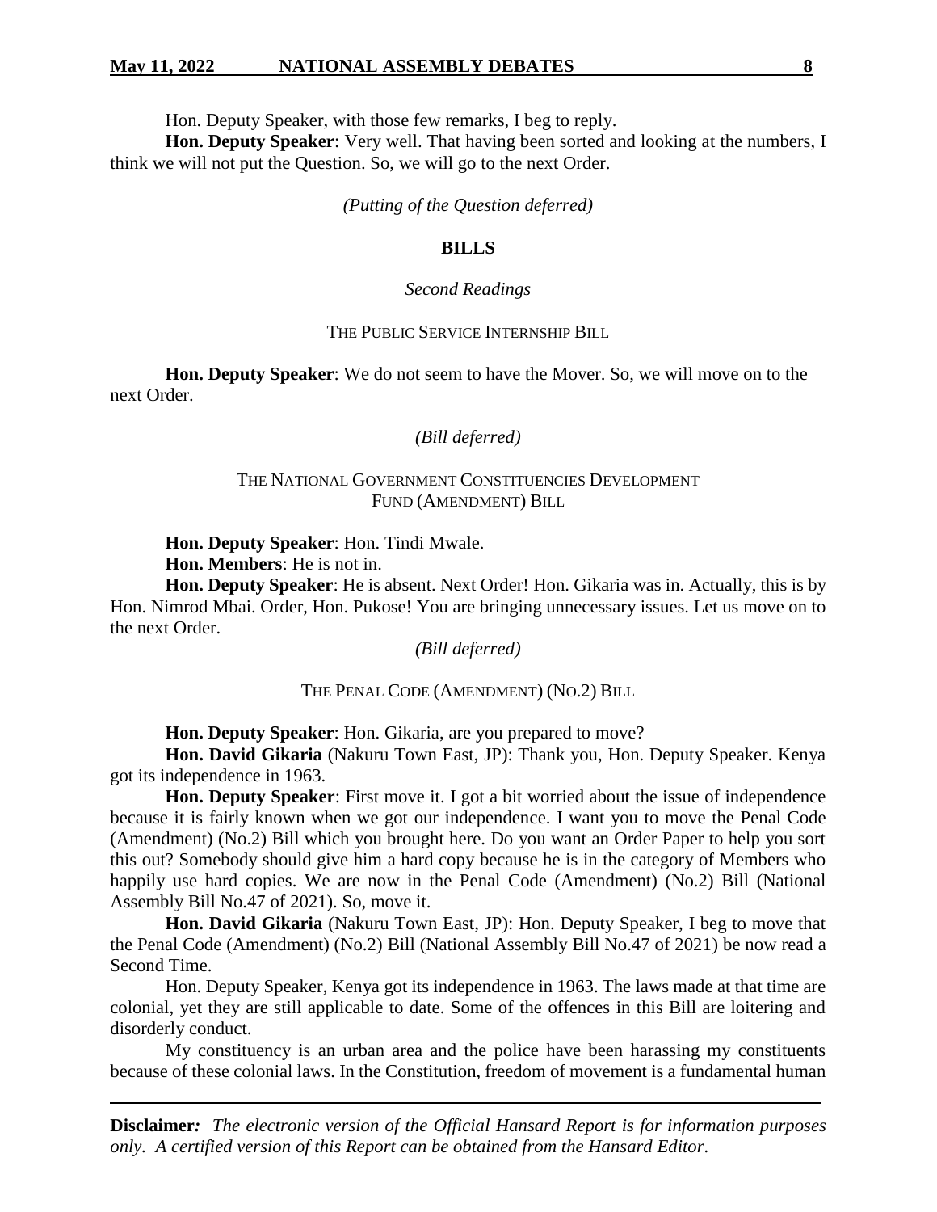Hon. Deputy Speaker, with those few remarks, I beg to reply.

**Hon. Deputy Speaker**: Very well. That having been sorted and looking at the numbers, I think we will not put the Question. So, we will go to the next Order.

*(Putting of the Question deferred)*

## BILLS

*Second Readings*

THE PUBLIC SERVICE INTERNSHIP BILL

**Hon. Deputy Speaker**: We do not seem to have the Mover. So, we will move on to the next Order.

*(Bill deferred)*

THE NATIONAL GOVERNMENT CONSTITUENCIES DEVELOPMENT FUND (AMENDMENT) BILL

**Hon. Deputy Speaker**: Hon. Tindi Mwale.

**Hon. Members**: He is not in.

**Hon. Deputy Speaker**: He is absent. Next Order! Hon. Gikaria was in. Actually, this is by Hon. Nimrod Mbai. Order, Hon. Pukose! You are bringing unnecessary issues. Let us move on to the next Order.

*(Bill deferred)*

THE PENAL CODE (AMENDMENT) (NO.2) BILL

**Hon. Deputy Speaker**: Hon. Gikaria, are you prepared to move?

**Hon. David Gikaria** (Nakuru Town East, JP): Thank you, Hon. Deputy Speaker. Kenya got its independence in 1963.

**Hon. Deputy Speaker**: First move it. I got a bit worried about the issue of independence because it is fairly known when we got our independence. I want you to move the Penal Code (Amendment) (No.2) Bill which you brought here. Do you want an Order Paper to help you sort this out? Somebody should give him a hard copy because he is in the category of Members who happily use hard copies. We are now in the Penal Code (Amendment) (No.2) Bill (National Assembly Bill No.47 of 2021). So, move it.

**Hon. David Gikaria** (Nakuru Town East, JP): Hon. Deputy Speaker, I beg to move that the Penal Code (Amendment) (No.2) Bill (National Assembly Bill No.47 of 2021) be now read a Second Time.

Hon. Deputy Speaker, Kenya got its independence in 1963. The laws made at that time are colonial, yet they are still applicable to date. Some of the offences in this Bill are loitering and disorderly conduct.

My constituency is an urban area and the police have been harassing my constituents because of these colonial laws. In the Constitution, freedom of movement is a fundamental human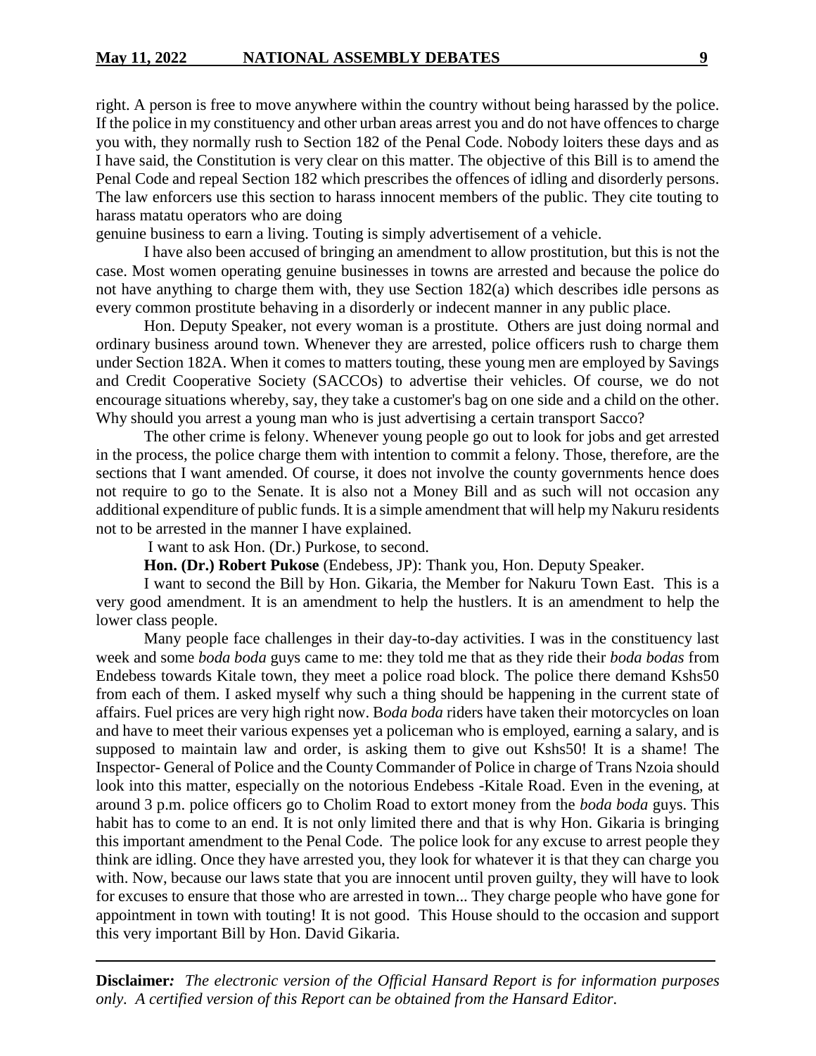right. A person is free to move anywhere within the country without being harassed by the police. If the police in my constituency and other urban areas arrest you and do not have offences to charge you with, they normally rush to Section 182 of the Penal Code. Nobody loiters these days and as I have said, the Constitution is very clear on this matter. The objective of this Bill is to amend the Penal Code and repeal Section 182 which prescribes the offences of idling and disorderly persons. The law enforcers use this section to harass innocent members of the public. They cite touting to harass matatu operators who are doing
genuine business to earn a living. Touting is simply advertisement of a vehicle.

I have also been accused of bringing an amendment to allow prostitution, but this is not the case. Most women operating genuine businesses in towns are arrested and because the police do not have anything to charge them with, they use Section 182(a) which describes idle persons as every common prostitute behaving in a disorderly or indecent manner in any public place.

Hon. Deputy Speaker, not every woman is a prostitute. Others are just doing normal and ordinary business around town. Whenever they are arrested, police officers rush to charge them under Section 182A. When it comes to matters touting, these young men are employed by Savings and Credit Cooperative Society (SACCOs) to advertise their vehicles. Of course, we do not encourage situations whereby, say, they take a customer's bag on one side and a child on the other. Why should you arrest a young man who is just advertising a certain transport Sacco?

The other crime is felony. Whenever young people go out to look for jobs and get arrested in the process, the police charge them with intention to commit a felony. Those, therefore, are the sections that I want amended. Of course, it does not involve the county governments hence does not require to go to the Senate. It is also not a Money Bill and as such will not occasion any additional expenditure of public funds. It is a simple amendment that will help my Nakuru residents not to be arrested in the manner I have explained.

I want to ask Hon. (Dr.) Purkose, to second.

**Hon. (Dr.) Robert Pukose** (Endebess, JP): Thank you, Hon. Deputy Speaker.

I want to second the Bill by Hon. Gikaria, the Member for Nakuru Town East. This is a very good amendment. It is an amendment to help the hustlers. It is an amendment to help the lower class people.

Many people face challenges in their day-to-day activities. I was in the constituency last week and some *boda boda* guys came to me: they told me that as they ride their *boda bodas* from Endebess towards Kitale town, they meet a police road block. The police there demand Kshs50 from each of them. I asked myself why such a thing should be happening in the current state of affairs. Fuel prices are very high right now. B*oda boda* riders have taken their motorcycles on loan and have to meet their various expenses yet a policeman who is employed, earning a salary, and is supposed to maintain law and order, is asking them to give out Kshs50! It is a shame! The Inspector- General of Police and the County Commander of Police in charge of Trans Nzoia should look into this matter, especially on the notorious Endebess -Kitale Road. Even in the evening, at around 3 p.m. police officers go to Cholim Road to extort money from the *boda boda* guys. This habit has to come to an end. It is not only limited there and that is why Hon. Gikaria is bringing this important amendment to the Penal Code. The police look for any excuse to arrest people they think are idling. Once they have arrested you, they look for whatever it is that they can charge you with. Now, because our laws state that you are innocent until proven guilty, they will have to look for excuses to ensure that those who are arrested in town... They charge people who have gone for appointment in town with touting! It is not good. This House should to the occasion and support this very important Bill by Hon. David Gikaria.

**Disclaimer***:* *The electronic version of the Official Hansard Report is for information purposes only. A certified version of this Report can be obtained from the Hansard Editor.*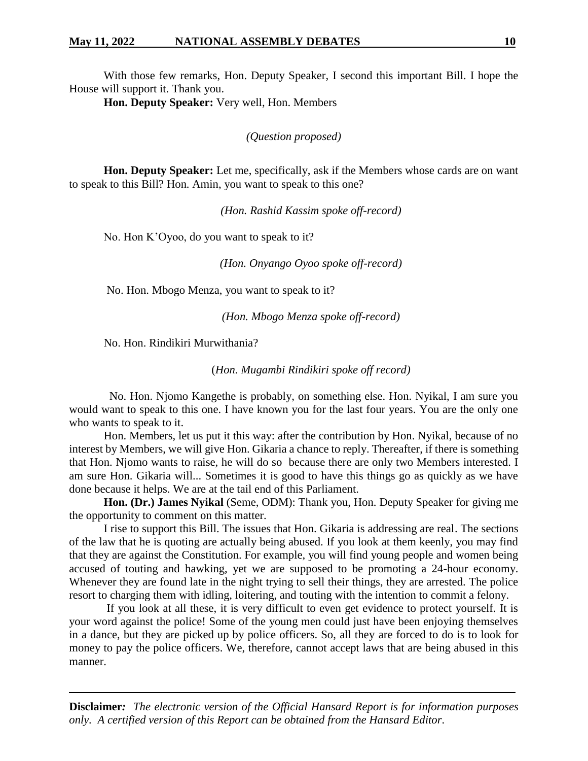With those few remarks, Hon. Deputy Speaker, I second this important Bill. I hope the House will support it. Thank you.

**Hon. Deputy Speaker:** Very well, Hon. Members

*(Question proposed)*

**Hon. Deputy Speaker:** Let me, specifically, ask if the Members whose cards are on want to speak to this Bill? Hon. Amin, you want to speak to this one?

*(Hon. Rashid Kassim spoke off-record)*

No. Hon K'Oyoo, do you want to speak to it?

*(Hon. Onyango Oyoo spoke off-record)*

No. Hon. Mbogo Menza, you want to speak to it?

*(Hon. Mbogo Menza spoke off-record)*

No. Hon. Rindikiri Murwithania?

(*Hon. Mugambi Rindikiri spoke off record)*

No. Hon. Njomo Kangethe is probably, on something else. Hon. Nyikal, I am sure you would want to speak to this one. I have known you for the last four years. You are the only one who wants to speak to it.

Hon. Members, let us put it this way: after the contribution by Hon. Nyikal, because of no interest by Members, we will give Hon. Gikaria a chance to reply. Thereafter, if there is something that Hon. Njomo wants to raise, he will do so because there are only two Members interested. I am sure Hon. Gikaria will... Sometimes it is good to have this things go as quickly as we have done because it helps. We are at the tail end of this Parliament.

**Hon. (Dr.) James Nyikal** (Seme, ODM): Thank you, Hon. Deputy Speaker for giving me the opportunity to comment on this matter.

I rise to support this Bill. The issues that Hon. Gikaria is addressing are real. The sections of the law that he is quoting are actually being abused. If you look at them keenly, you may find that they are against the Constitution. For example, you will find young people and women being accused of touting and hawking, yet we are supposed to be promoting a 24-hour economy. Whenever they are found late in the night trying to sell their things, they are arrested. The police resort to charging them with idling, loitering, and touting with the intention to commit a felony.

If you look at all these, it is very difficult to even get evidence to protect yourself. It is your word against the police! Some of the young men could just have been enjoying themselves in a dance, but they are picked up by police officers. So, all they are forced to do is to look for money to pay the police officers. We, therefore, cannot accept laws that are being abused in this manner.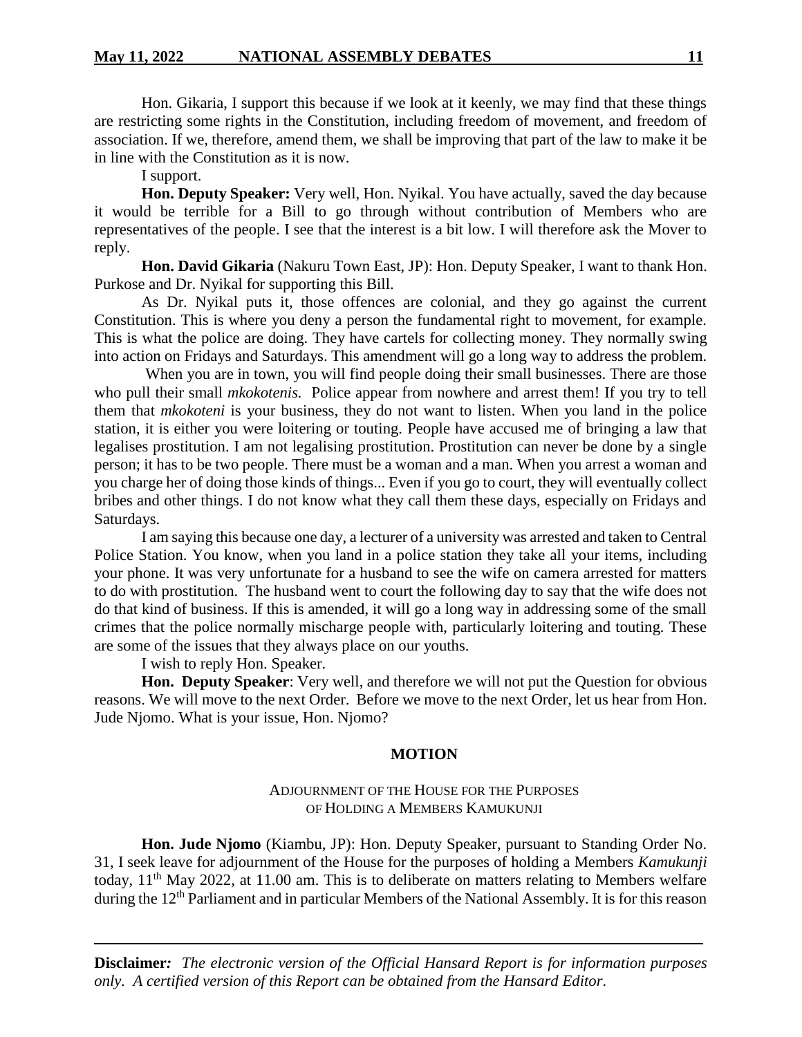Hon. Gikaria, I support this because if we look at it keenly, we may find that these things are restricting some rights in the Constitution, including freedom of movement, and freedom of association. If we, therefore, amend them, we shall be improving that part of the law to make it be in line with the Constitution as it is now.

I support.

**Hon. Deputy Speaker:** Very well, Hon. Nyikal. You have actually, saved the day because it would be terrible for a Bill to go through without contribution of Members who are representatives of the people. I see that the interest is a bit low. I will therefore ask the Mover to reply.

**Hon. David Gikaria** (Nakuru Town East, JP): Hon. Deputy Speaker, I want to thank Hon. Purkose and Dr. Nyikal for supporting this Bill.

As Dr. Nyikal puts it, those offences are colonial, and they go against the current Constitution. This is where you deny a person the fundamental right to movement, for example. This is what the police are doing. They have cartels for collecting money. They normally swing into action on Fridays and Saturdays. This amendment will go a long way to address the problem.

When you are in town, you will find people doing their small businesses. There are those who pull their small *mkokotenis.* Police appear from nowhere and arrest them! If you try to tell them that *mkokoteni* is your business, they do not want to listen. When you land in the police station, it is either you were loitering or touting. People have accused me of bringing a law that legalises prostitution. I am not legalising prostitution. Prostitution can never be done by a single person; it has to be two people. There must be a woman and a man. When you arrest a woman and you charge her of doing those kinds of things... Even if you go to court, they will eventually collect bribes and other things. I do not know what they call them these days, especially on Fridays and Saturdays.

I am saying this because one day, a lecturer of a university was arrested and taken to Central Police Station. You know, when you land in a police station they take all your items, including your phone. It was very unfortunate for a husband to see the wife on camera arrested for matters to do with prostitution. The husband went to court the following day to say that the wife does not do that kind of business. If this is amended, it will go a long way in addressing some of the small crimes that the police normally mischarge people with, particularly loitering and touting. These are some of the issues that they always place on our youths.

I wish to reply Hon. Speaker.

**Hon. Deputy Speaker**: Very well, and therefore we will not put the Question for obvious reasons. We will move to the next Order. Before we move to the next Order, let us hear from Hon. Jude Njomo. What is your issue, Hon. Njomo?

## MOTION

### ADJOURNMENT OF THE HOUSE FOR THE PURPOSES OF HOLDING A MEMBERS KAMUKUNJI

**Hon. Jude Njomo** (Kiambu, JP): Hon. Deputy Speaker, pursuant to Standing Order No. 31, I seek leave for adjournment of the House for the purposes of holding a Members *Kamukunji* today, 11th May 2022, at 11.00 am. This is to deliberate on matters relating to Members welfare during the 12th Parliament and in particular Members of the National Assembly. It is for this reason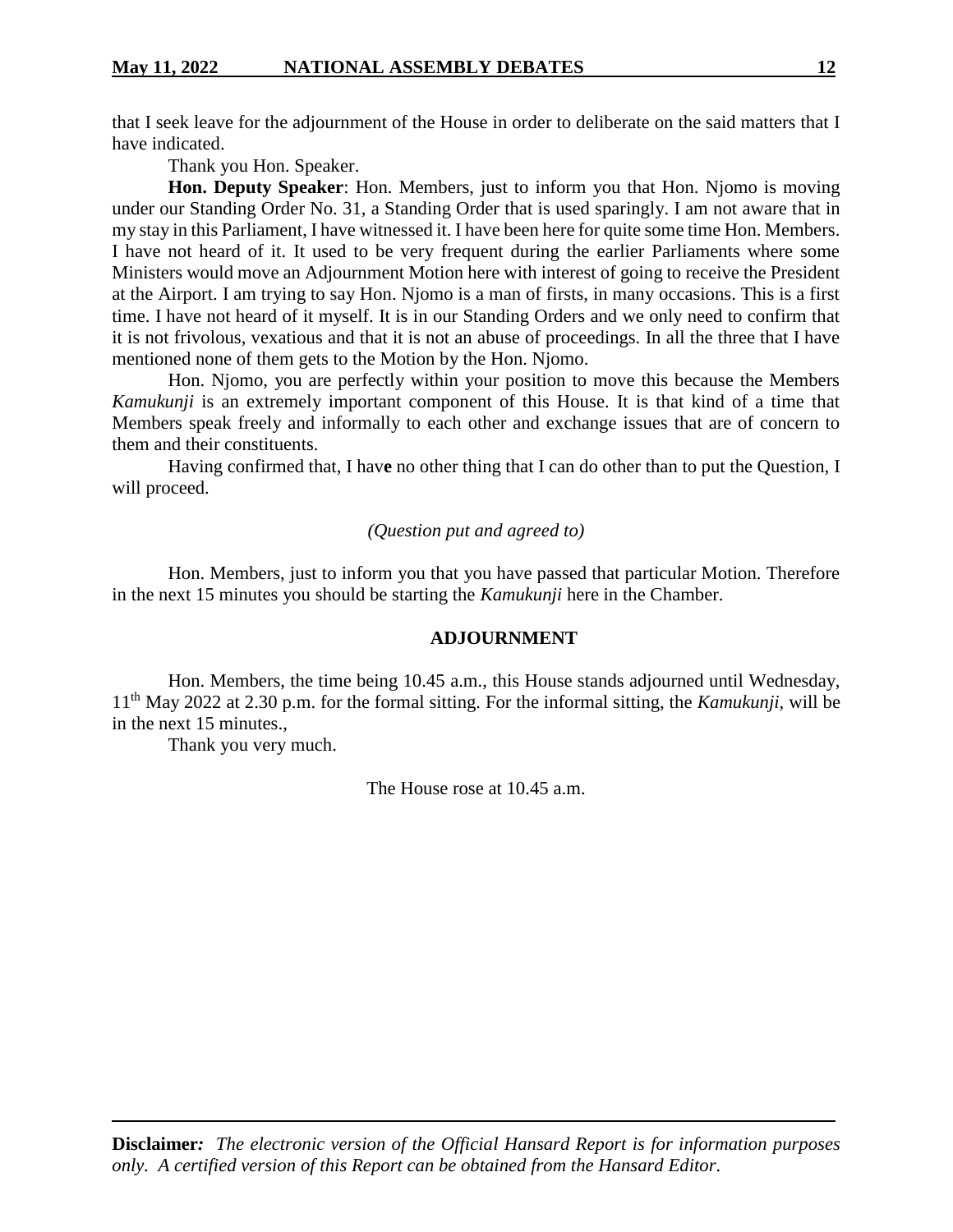that I seek leave for the adjournment of the House in order to deliberate on the said matters that I have indicated.

Thank you Hon. Speaker.

**Hon. Deputy Speaker**: Hon. Members, just to inform you that Hon. Njomo is moving under our Standing Order No. 31, a Standing Order that is used sparingly. I am not aware that in my stay in this Parliament, I have witnessed it. I have been here for quite some time Hon. Members. I have not heard of it. It used to be very frequent during the earlier Parliaments where some Ministers would move an Adjournment Motion here with interest of going to receive the President at the Airport. I am trying to say Hon. Njomo is a man of firsts, in many occasions. This is a first time. I have not heard of it myself. It is in our Standing Orders and we only need to confirm that it is not frivolous, vexatious and that it is not an abuse of proceedings. In all the three that I have mentioned none of them gets to the Motion by the Hon. Njomo.

Hon. Njomo, you are perfectly within your position to move this because the Members *Kamukunji* is an extremely important component of this House. It is that kind of a time that Members speak freely and informally to each other and exchange issues that are of concern to them and their constituents.

Having confirmed that, I have no other thing that I can do other than to put the Question, I will proceed.

*(Question put and agreed to)*

Hon. Members, just to inform you that you have passed that particular Motion. Therefore in the next 15 minutes you should be starting the *Kamukunji* here in the Chamber.

## ADJOURNMENT

Hon. Members, the time being 10.45 a.m., this House stands adjourned until Wednesday, 11th May 2022 at 2.30 p.m. for the formal sitting. For the informal sitting, the *Kamukunji*, will be in the next 15 minutes.,

Thank you very much.

The House rose at 10.45 a.m.

**Disclaimer***:* *The electronic version of the Official Hansard Report is for information purposes only. A certified version of this Report can be obtained from the Hansard Editor.*